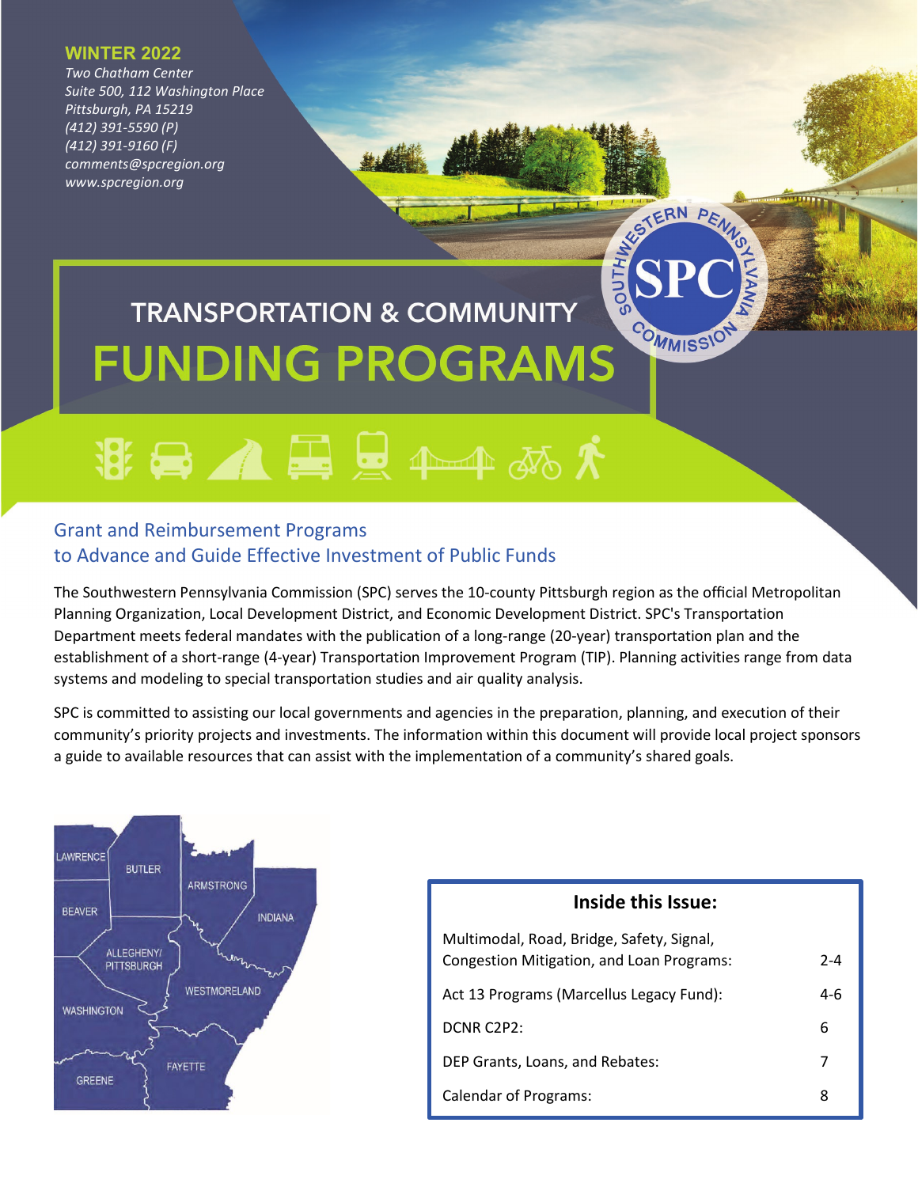**WINTER 2022**

*Two Chatham Center*
*Suite 500, 112 Washington Place*
*Pittsburgh, PA 15219*
*(412) 391-5590 (P)*
*(412) 391-9160 (F)*
*comments@spcregion.org*
*www.spcregion.org*

# TRANSPORTATION & COMMUNITY FUNDING PROGRAMS

## Grant and Reimbursement Programs to Advance and Guide Effective Investment of Public Funds

The Southwestern Pennsylvania Commission (SPC) serves the 10-county Pittsburgh region as the official Metropolitan Planning Organization, Local Development District, and Economic Development District. SPC's Transportation Department meets federal mandates with the publication of a long-range (20-year) transportation plan and the establishment of a short-range (4-year) Transportation Improvement Program (TIP). Planning activities range from data systems and modeling to special transportation studies and air quality analysis.

SPC is committed to assisting our local governments and agencies in the preparation, planning, and execution of their community's priority projects and investments. The information within this document will provide local project sponsors a guide to available resources that can assist with the implementation of a community's shared goals.

LAWRENCE, BUTLER, ARMSTRONG, INDIANA, BEAVER, ALLEGHENY/PITTSBURGH, WESTMORELAND, WASHINGTON, FAYETTE, GREENE

| Inside this Issue: | |
|---|---|
| Multimodal, Road, Bridge, Safety, Signal, Congestion Mitigation, and Loan Programs: | 2-4 |
| Act 13 Programs (Marcellus Legacy Fund): | 4-6 |
| DCNR C2P2: | 6 |
| DEP Grants, Loans, and Rebates: | 7 |
| Calendar of Programs: | 8 |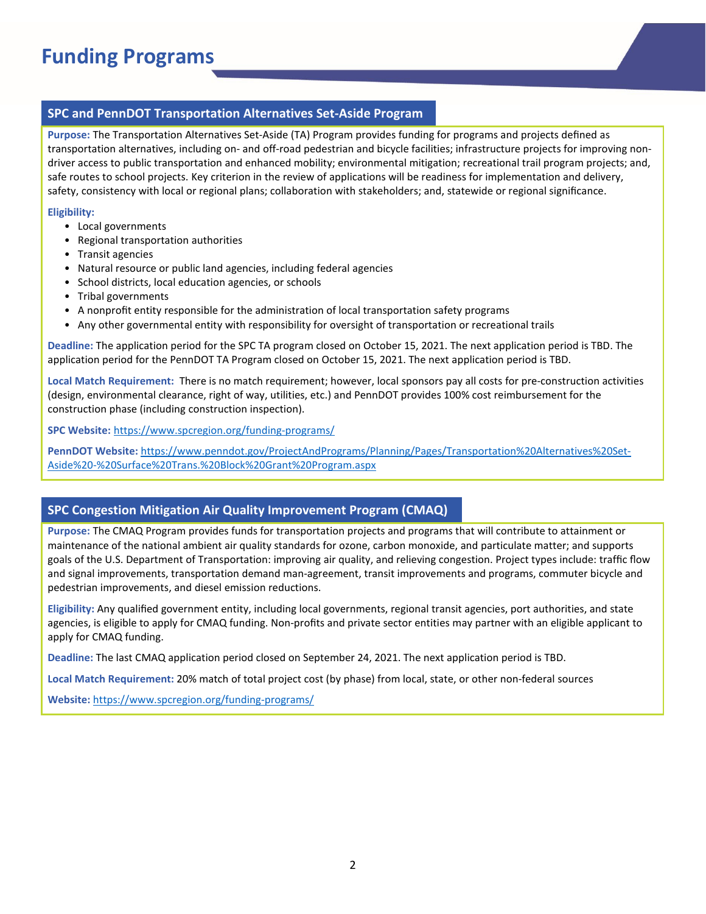# Funding Programs

## SPC and PennDOT Transportation Alternatives Set-Aside Program

**Purpose:** The Transportation Alternatives Set-Aside (TA) Program provides funding for programs and projects defined as transportation alternatives, including on- and off-road pedestrian and bicycle facilities; infrastructure projects for improving non-driver access to public transportation and enhanced mobility; environmental mitigation; recreational trail program projects; and, safe routes to school projects. Key criterion in the review of applications will be readiness for implementation and delivery, safety, consistency with local or regional plans; collaboration with stakeholders; and, statewide or regional significance.

**Eligibility:**

- Local governments
- Regional transportation authorities
- Transit agencies
- Natural resource or public land agencies, including federal agencies
- School districts, local education agencies, or schools
- Tribal governments
- A nonprofit entity responsible for the administration of local transportation safety programs
- Any other governmental entity with responsibility for oversight of transportation or recreational trails

**Deadline:** The application period for the SPC TA program closed on October 15, 2021. The next application period is TBD. The application period for the PennDOT TA Program closed on October 15, 2021. The next application period is TBD.

**Local Match Requirement:** There is no match requirement; however, local sponsors pay all costs for pre-construction activities (design, environmental clearance, right of way, utilities, etc.) and PennDOT provides 100% cost reimbursement for the construction phase (including construction inspection).

**SPC Website:** https://www.spcregion.org/funding-programs/

**PennDOT Website:** https://www.penndot.gov/ProjectAndPrograms/Planning/Pages/Transportation%20Alternatives%20Set-Aside%20-%20Surface%20Trans.%20Block%20Grant%20Program.aspx

## SPC Congestion Mitigation Air Quality Improvement Program (CMAQ)

**Purpose:** The CMAQ Program provides funds for transportation projects and programs that will contribute to attainment or maintenance of the national ambient air quality standards for ozone, carbon monoxide, and particulate matter; and supports goals of the U.S. Department of Transportation: improving air quality, and relieving congestion. Project types include: traffic flow and signal improvements, transportation demand man-agreement, transit improvements and programs, commuter bicycle and pedestrian improvements, and diesel emission reductions.

**Eligibility:** Any qualified government entity, including local governments, regional transit agencies, port authorities, and state agencies, is eligible to apply for CMAQ funding. Non-profits and private sector entities may partner with an eligible applicant to apply for CMAQ funding.

**Deadline:** The last CMAQ application period closed on September 24, 2021. The next application period is TBD.

**Local Match Requirement:** 20% match of total project cost (by phase) from local, state, or other non-federal sources

**Website:** https://www.spcregion.org/funding-programs/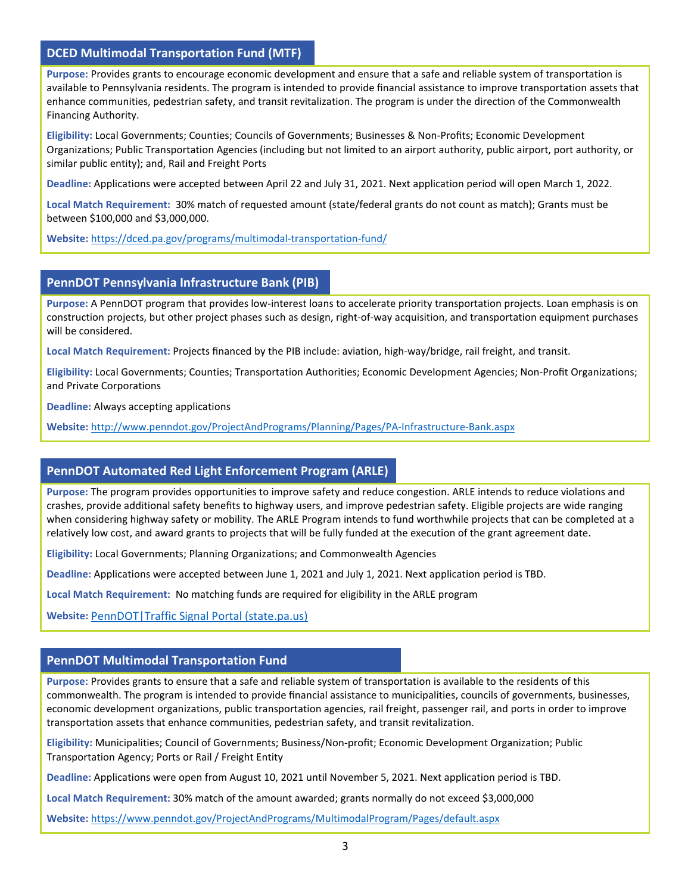## DCED Multimodal Transportation Fund (MTF)

**Purpose:** Provides grants to encourage economic development and ensure that a safe and reliable system of transportation is available to Pennsylvania residents. The program is intended to provide financial assistance to improve transportation assets that enhance communities, pedestrian safety, and transit revitalization. The program is under the direction of the Commonwealth Financing Authority.

**Eligibility:** Local Governments; Counties; Councils of Governments; Businesses & Non-Profits; Economic Development Organizations; Public Transportation Agencies (including but not limited to an airport authority, public airport, port authority, or similar public entity); and, Rail and Freight Ports

**Deadline:** Applications were accepted between April 22 and July 31, 2021. Next application period will open March 1, 2022.

**Local Match Requirement:** 30% match of requested amount (state/federal grants do not count as match); Grants must be between $100,000 and $3,000,000.

**Website:** [https://dced.pa.gov/programs/multimodal-transportation-fund/](https://dced.pa.gov/programs/multimodal-transportation-fund/)

## PennDOT Pennsylvania Infrastructure Bank (PIB)

**Purpose:** A PennDOT program that provides low-interest loans to accelerate priority transportation projects. Loan emphasis is on construction projects, but other project phases such as design, right-of-way acquisition, and transportation equipment purchases will be considered.

**Local Match Requirement:** Projects financed by the PIB include: aviation, high-way/bridge, rail freight, and transit.

**Eligibility:** Local Governments; Counties; Transportation Authorities; Economic Development Agencies; Non-Profit Organizations; and Private Corporations

**Deadline:** Always accepting applications

**Website:** [http://www.penndot.gov/ProjectAndPrograms/Planning/Pages/PA-Infrastructure-Bank.aspx](http://www.penndot.gov/ProjectAndPrograms/Planning/Pages/PA-Infrastructure-Bank.aspx)

## PennDOT Automated Red Light Enforcement Program (ARLE)

**Purpose:** The program provides opportunities to improve safety and reduce congestion. ARLE intends to reduce violations and crashes, provide additional safety benefits to highway users, and improve pedestrian safety. Eligible projects are wide ranging when considering highway safety or mobility. The ARLE Program intends to fund worthwhile projects that can be completed at a relatively low cost, and award grants to projects that will be fully funded at the execution of the grant agreement date.

**Eligibility:** Local Governments; Planning Organizations; and Commonwealth Agencies

**Deadline:** Applications were accepted between June 1, 2021 and July 1, 2021. Next application period is TBD.

**Local Match Requirement:** No matching funds are required for eligibility in the ARLE program

**Website:** PennDOT|Traffic Signal Portal (state.pa.us)

## PennDOT Multimodal Transportation Fund

**Purpose:** Provides grants to ensure that a safe and reliable system of transportation is available to the residents of this commonwealth. The program is intended to provide financial assistance to municipalities, councils of governments, businesses, economic development organizations, public transportation agencies, rail freight, passenger rail, and ports in order to improve transportation assets that enhance communities, pedestrian safety, and transit revitalization.

**Eligibility:** Municipalities; Council of Governments; Business/Non-profit; Economic Development Organization; Public Transportation Agency; Ports or Rail / Freight Entity

**Deadline:** Applications were open from August 10, 2021 until November 5, 2021. Next application period is TBD.

**Local Match Requirement:** 30% match of the amount awarded; grants normally do not exceed $3,000,000

**Website:** [https://www.penndot.gov/ProjectAndPrograms/MultimodalProgram/Pages/default.aspx](https://www.penndot.gov/ProjectAndPrograms/MultimodalProgram/Pages/default.aspx)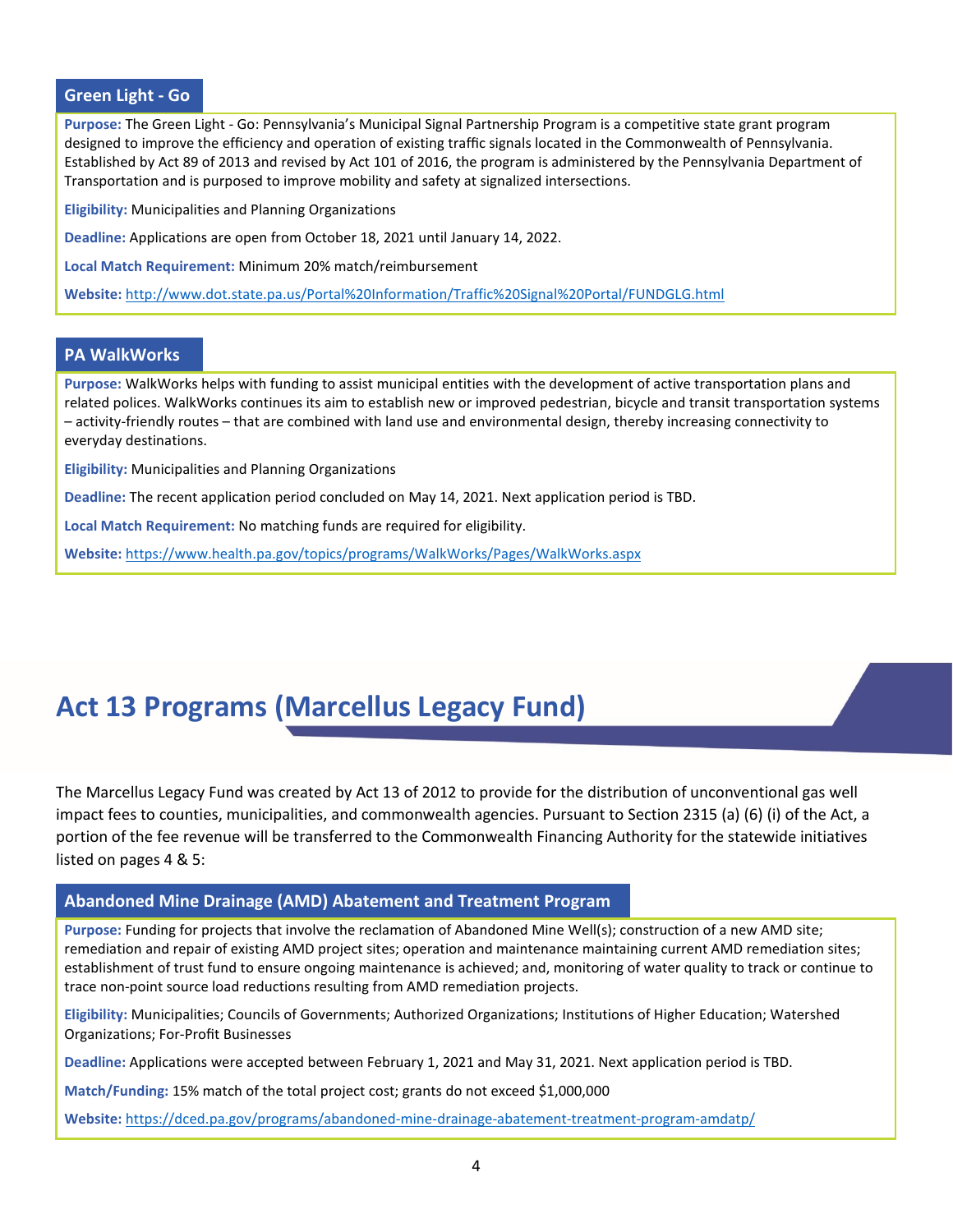### Green Light - Go

**Purpose:** The Green Light - Go: Pennsylvania's Municipal Signal Partnership Program is a competitive state grant program designed to improve the efficiency and operation of existing traffic signals located in the Commonwealth of Pennsylvania. Established by Act 89 of 2013 and revised by Act 101 of 2016, the program is administered by the Pennsylvania Department of Transportation and is purposed to improve mobility and safety at signalized intersections.

**Eligibility:** Municipalities and Planning Organizations

**Deadline:** Applications are open from October 18, 2021 until January 14, 2022.

**Local Match Requirement:** Minimum 20% match/reimbursement

**Website:** http://www.dot.state.pa.us/Portal%20Information/Traffic%20Signal%20Portal/FUNDGLG.html

### PA WalkWorks

**Purpose:** WalkWorks helps with funding to assist municipal entities with the development of active transportation plans and related polices. WalkWorks continues its aim to establish new or improved pedestrian, bicycle and transit transportation systems – activity-friendly routes – that are combined with land use and environmental design, thereby increasing connectivity to everyday destinations.

**Eligibility:** Municipalities and Planning Organizations

**Deadline:** The recent application period concluded on May 14, 2021. Next application period is TBD.

**Local Match Requirement:** No matching funds are required for eligibility.

**Website:** https://www.health.pa.gov/topics/programs/WalkWorks/Pages/WalkWorks.aspx

# Act 13 Programs (Marcellus Legacy Fund)

The Marcellus Legacy Fund was created by Act 13 of 2012 to provide for the distribution of unconventional gas well impact fees to counties, municipalities, and commonwealth agencies. Pursuant to Section 2315 (a) (6) (i) of the Act, a portion of the fee revenue will be transferred to the Commonwealth Financing Authority for the statewide initiatives listed on pages 4 & 5:

### Abandoned Mine Drainage (AMD) Abatement and Treatment Program

**Purpose:** Funding for projects that involve the reclamation of Abandoned Mine Well(s); construction of a new AMD site; remediation and repair of existing AMD project sites; operation and maintenance maintaining current AMD remediation sites; establishment of trust fund to ensure ongoing maintenance is achieved; and, monitoring of water quality to track or continue to trace non-point source load reductions resulting from AMD remediation projects.

**Eligibility:** Municipalities; Councils of Governments; Authorized Organizations; Institutions of Higher Education; Watershed Organizations; For-Profit Businesses

**Deadline:** Applications were accepted between February 1, 2021 and May 31, 2021. Next application period is TBD.

**Match/Funding:** 15% match of the total project cost; grants do not exceed $1,000,000

**Website:** https://dced.pa.gov/programs/abandoned-mine-drainage-abatement-treatment-program-amdatp/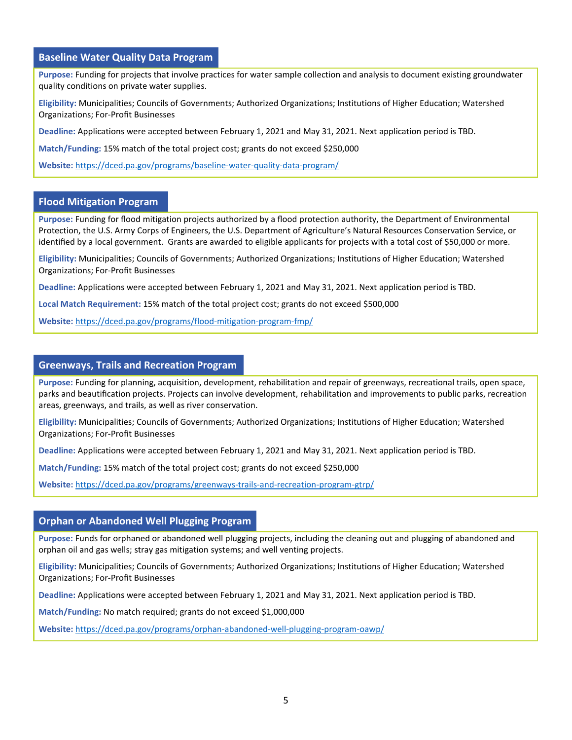## Baseline Water Quality Data Program

**Purpose:** Funding for projects that involve practices for water sample collection and analysis to document existing groundwater quality conditions on private water supplies.

**Eligibility:** Municipalities; Councils of Governments; Authorized Organizations; Institutions of Higher Education; Watershed Organizations; For-Profit Businesses

**Deadline:** Applications were accepted between February 1, 2021 and May 31, 2021. Next application period is TBD.

**Match/Funding:** 15% match of the total project cost; grants do not exceed $250,000

**Website:** https://dced.pa.gov/programs/baseline-water-quality-data-program/

## Flood Mitigation Program

**Purpose:** Funding for flood mitigation projects authorized by a flood protection authority, the Department of Environmental Protection, the U.S. Army Corps of Engineers, the U.S. Department of Agriculture's Natural Resources Conservation Service, or identified by a local government. Grants are awarded to eligible applicants for projects with a total cost of $50,000 or more.

**Eligibility:** Municipalities; Councils of Governments; Authorized Organizations; Institutions of Higher Education; Watershed Organizations; For-Profit Businesses

**Deadline:** Applications were accepted between February 1, 2021 and May 31, 2021. Next application period is TBD.

**Local Match Requirement:** 15% match of the total project cost; grants do not exceed $500,000

**Website:** https://dced.pa.gov/programs/flood-mitigation-program-fmp/

## Greenways, Trails and Recreation Program

**Purpose:** Funding for planning, acquisition, development, rehabilitation and repair of greenways, recreational trails, open space, parks and beautification projects. Projects can involve development, rehabilitation and improvements to public parks, recreation areas, greenways, and trails, as well as river conservation.

**Eligibility:** Municipalities; Councils of Governments; Authorized Organizations; Institutions of Higher Education; Watershed Organizations; For-Profit Businesses

**Deadline:** Applications were accepted between February 1, 2021 and May 31, 2021. Next application period is TBD.

**Match/Funding:** 15% match of the total project cost; grants do not exceed $250,000

**Website:** https://dced.pa.gov/programs/greenways-trails-and-recreation-program-gtrp/

## Orphan or Abandoned Well Plugging Program

**Purpose:** Funds for orphaned or abandoned well plugging projects, including the cleaning out and plugging of abandoned and orphan oil and gas wells; stray gas mitigation systems; and well venting projects.

**Eligibility:** Municipalities; Councils of Governments; Authorized Organizations; Institutions of Higher Education; Watershed Organizations; For-Profit Businesses

**Deadline:** Applications were accepted between February 1, 2021 and May 31, 2021. Next application period is TBD.

**Match/Funding:** No match required; grants do not exceed $1,000,000

**Website:** https://dced.pa.gov/programs/orphan-abandoned-well-plugging-program-oawp/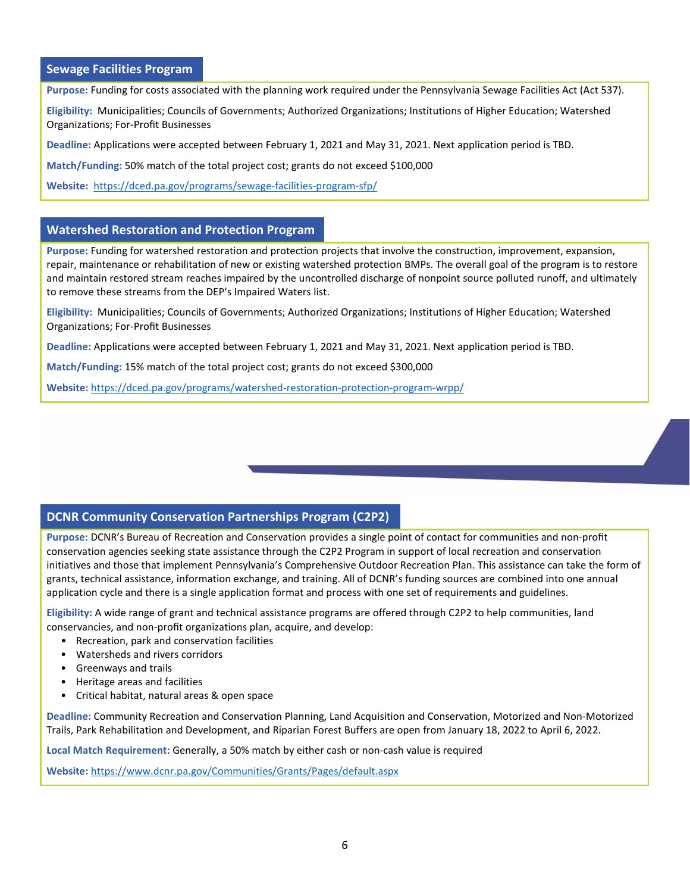## Sewage Facilities Program

**Purpose:** Funding for costs associated with the planning work required under the Pennsylvania Sewage Facilities Act (Act 537).

**Eligibility:** Municipalities; Councils of Governments; Authorized Organizations; Institutions of Higher Education; Watershed Organizations; For-Profit Businesses

**Deadline:** Applications were accepted between February 1, 2021 and May 31, 2021. Next application period is TBD.

**Match/Funding:** 50% match of the total project cost; grants do not exceed $100,000

**Website:** https://dced.pa.gov/programs/sewage-facilities-program-sfp/

## Watershed Restoration and Protection Program

**Purpose:** Funding for watershed restoration and protection projects that involve the construction, improvement, expansion, repair, maintenance or rehabilitation of new or existing watershed protection BMPs. The overall goal of the program is to restore and maintain restored stream reaches impaired by the uncontrolled discharge of nonpoint source polluted runoff, and ultimately to remove these streams from the DEP's Impaired Waters list.

**Eligibility:** Municipalities; Councils of Governments; Authorized Organizations; Institutions of Higher Education; Watershed Organizations; For-Profit Businesses

**Deadline:** Applications were accepted between February 1, 2021 and May 31, 2021. Next application period is TBD.

**Match/Funding:** 15% match of the total project cost; grants do not exceed $300,000

**Website:** https://dced.pa.gov/programs/watershed-restoration-protection-program-wrpp/

## DCNR Community Conservation Partnerships Program (C2P2)

**Purpose:** DCNR's Bureau of Recreation and Conservation provides a single point of contact for communities and non-profit conservation agencies seeking state assistance through the C2P2 Program in support of local recreation and conservation initiatives and those that implement Pennsylvania's Comprehensive Outdoor Recreation Plan. This assistance can take the form of grants, technical assistance, information exchange, and training. All of DCNR's funding sources are combined into one annual application cycle and there is a single application format and process with one set of requirements and guidelines.

**Eligibility:** A wide range of grant and technical assistance programs are offered through C2P2 to help communities, land conservancies, and non-profit organizations plan, acquire, and develop:

- Recreation, park and conservation facilities
- Watersheds and rivers corridors
- Greenways and trails
- Heritage areas and facilities
- Critical habitat, natural areas & open space

**Deadline:** Community Recreation and Conservation Planning, Land Acquisition and Conservation, Motorized and Non-Motorized Trails, Park Rehabilitation and Development, and Riparian Forest Buffers are open from January 18, 2022 to April 6, 2022.

**Local Match Requirement:** Generally, a 50% match by either cash or non-cash value is required

**Website:** https://www.dcnr.pa.gov/Communities/Grants/Pages/default.aspx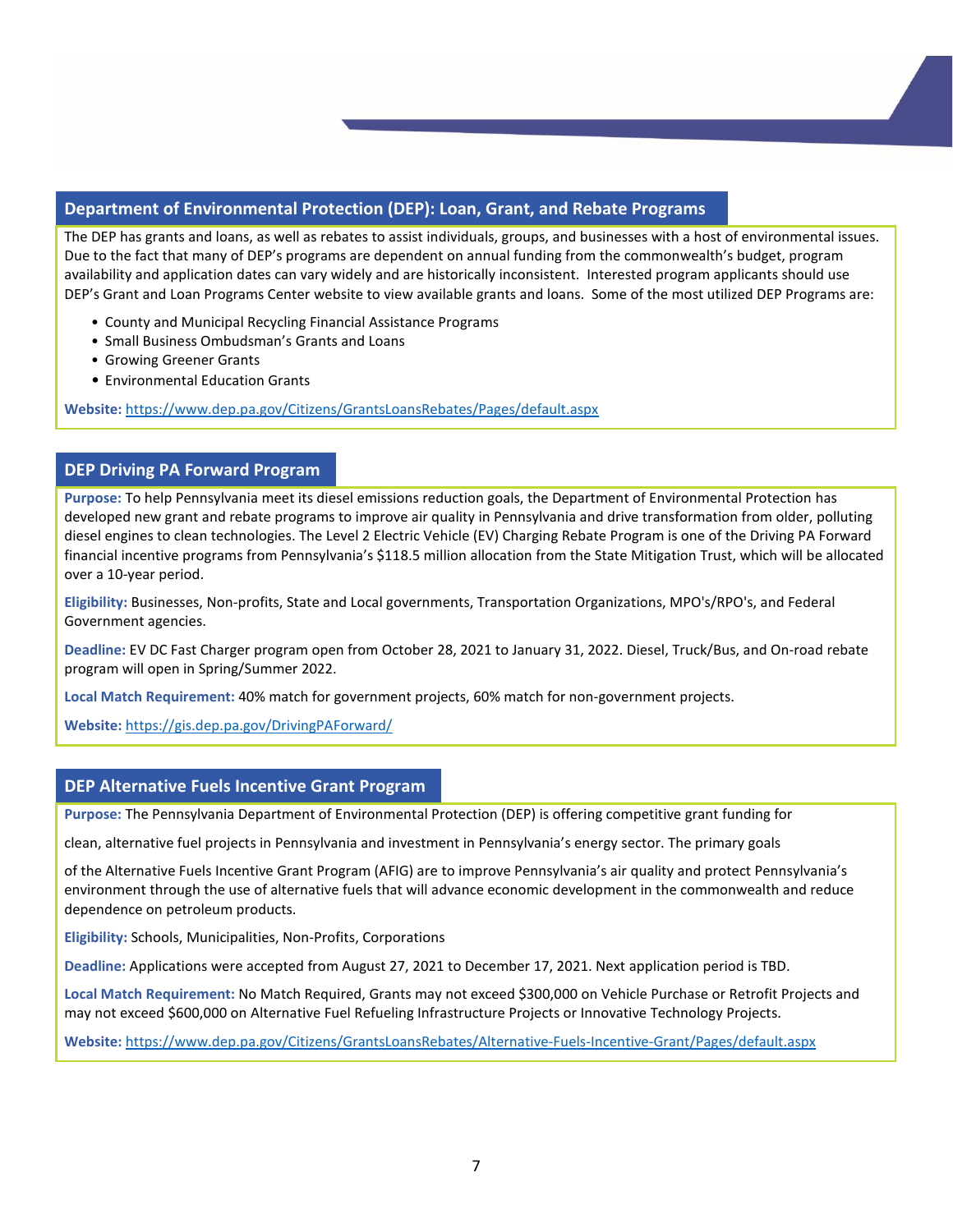## Department of Environmental Protection (DEP): Loan, Grant, and Rebate Programs

The DEP has grants and loans, as well as rebates to assist individuals, groups, and businesses with a host of environmental issues. Due to the fact that many of DEP's programs are dependent on annual funding from the commonwealth's budget, program availability and application dates can vary widely and are historically inconsistent. Interested program applicants should use DEP's Grant and Loan Programs Center website to view available grants and loans. Some of the most utilized DEP Programs are:

- County and Municipal Recycling Financial Assistance Programs
- Small Business Ombudsman's Grants and Loans
- Growing Greener Grants
- Environmental Education Grants

**Website:** https://www.dep.pa.gov/Citizens/GrantsLoansRebates/Pages/default.aspx

## DEP Driving PA Forward Program

**Purpose:** To help Pennsylvania meet its diesel emissions reduction goals, the Department of Environmental Protection has developed new grant and rebate programs to improve air quality in Pennsylvania and drive transformation from older, polluting diesel engines to clean technologies. The Level 2 Electric Vehicle (EV) Charging Rebate Program is one of the Driving PA Forward financial incentive programs from Pennsylvania's $118.5 million allocation from the State Mitigation Trust, which will be allocated over a 10-year period.

**Eligibility:** Businesses, Non-profits, State and Local governments, Transportation Organizations, MPO's/RPO's, and Federal Government agencies.

**Deadline:** EV DC Fast Charger program open from October 28, 2021 to January 31, 2022. Diesel, Truck/Bus, and On-road rebate program will open in Spring/Summer 2022.

**Local Match Requirement:** 40% match for government projects, 60% match for non-government projects.

**Website:** https://gis.dep.pa.gov/DrivingPAForward/

## DEP Alternative Fuels Incentive Grant Program

**Purpose:** The Pennsylvania Department of Environmental Protection (DEP) is offering competitive grant funding for clean, alternative fuel projects in Pennsylvania and investment in Pennsylvania's energy sector. The primary goals of the Alternative Fuels Incentive Grant Program (AFIG) are to improve Pennsylvania's air quality and protect Pennsylvania's environment through the use of alternative fuels that will advance economic development in the commonwealth and reduce dependence on petroleum products.

**Eligibility:** Schools, Municipalities, Non-Profits, Corporations

**Deadline:** Applications were accepted from August 27, 2021 to December 17, 2021. Next application period is TBD.

**Local Match Requirement:** No Match Required, Grants may not exceed $300,000 on Vehicle Purchase or Retrofit Projects and may not exceed $600,000 on Alternative Fuel Refueling Infrastructure Projects or Innovative Technology Projects.

**Website:** https://www.dep.pa.gov/Citizens/GrantsLoansRebates/Alternative-Fuels-Incentive-Grant/Pages/default.aspx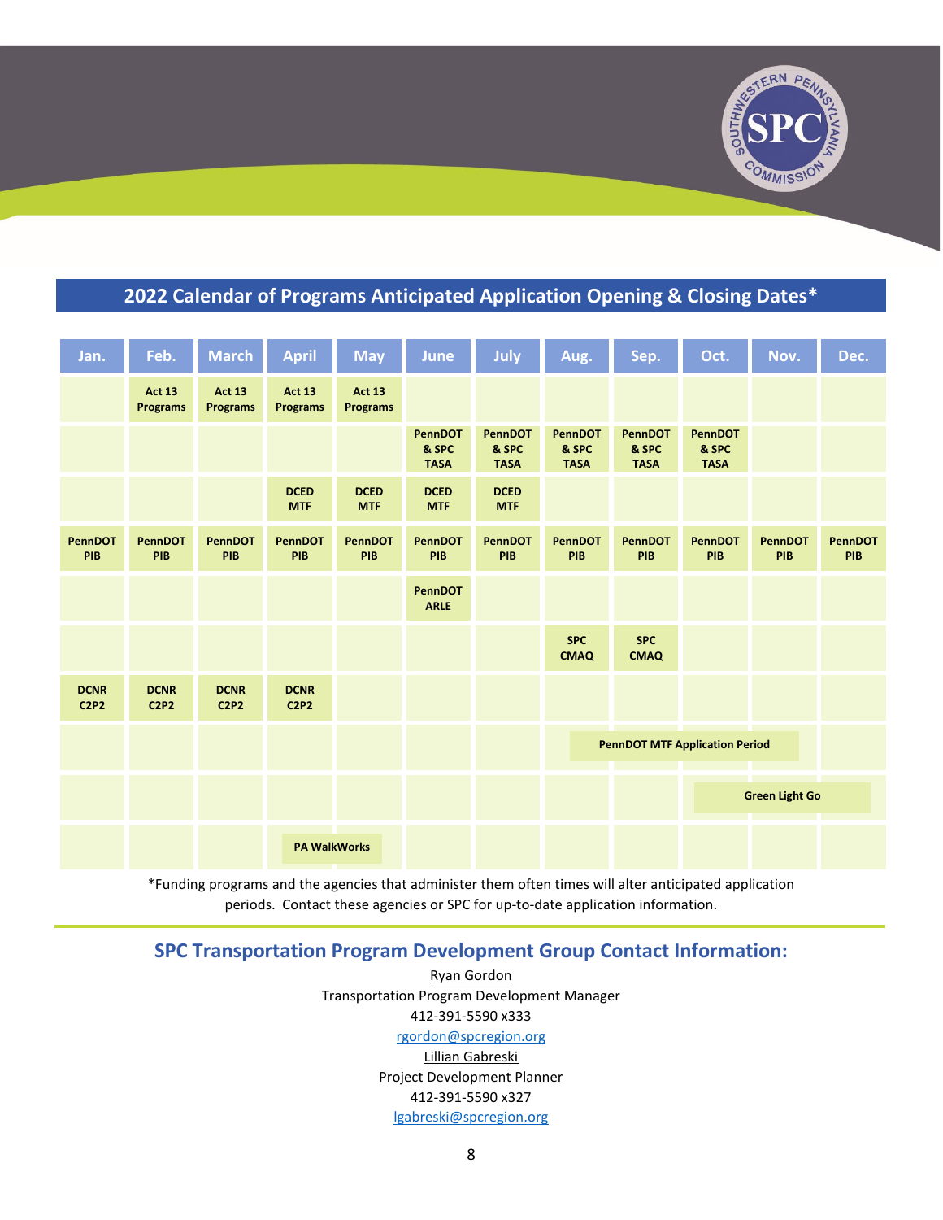## 2022 Calendar of Programs Anticipated Application Opening & Closing Dates*

| Jan. | Feb. | March | April | May | June | July | Aug. | Sep. | Oct. | Nov. | Dec. |
|---|---|---|---|---|---|---|---|---|---|---|---|
| | **Act 13 Programs** | **Act 13 Programs** | **Act 13 Programs** | **Act 13 Programs** | | | | | | | |
| | | | | | **PennDOT & SPC TASA** | **PennDOT & SPC TASA** | **PennDOT & SPC TASA** | **PennDOT & SPC TASA** | **PennDOT & SPC TASA** | | |
| | | | **DCED MTF** | **DCED MTF** | **DCED MTF** | **DCED MTF** | | | | | |
| **PennDOT PIB** | **PennDOT PIB** | **PennDOT PIB** | **PennDOT PIB** | **PennDOT PIB** | **PennDOT PIB** | **PennDOT PIB** | **PennDOT PIB** | **PennDOT PIB** | **PennDOT PIB** | **PennDOT PIB** | **PennDOT PIB** |
| | | | | | **PennDOT ARLE** | | | | | | |
| | | | | | | | **SPC CMAQ** | **SPC CMAQ** | | | |
| **DCNR C2P2** | **DCNR C2P2** | **DCNR C2P2** | **DCNR C2P2** | | | | | | | | |
| | | | | | | | **PennDOT MTF Application Period** | | | | |
| | | | | | | | | | **Green Light Go** | | |
| | | | **PA WalkWorks** | | | | | | | | |

*Funding programs and the agencies that administer them often times will alter anticipated application periods. Contact these agencies or SPC for up-to-date application information.

## SPC Transportation Program Development Group Contact Information:

Ryan Gordon
Transportation Program Development Manager
412-391-5590 x333
rgordon@spcregion.org

Lillian Gabreski
Project Development Planner
412-391-5590 x327
lgabreski@spcregion.org